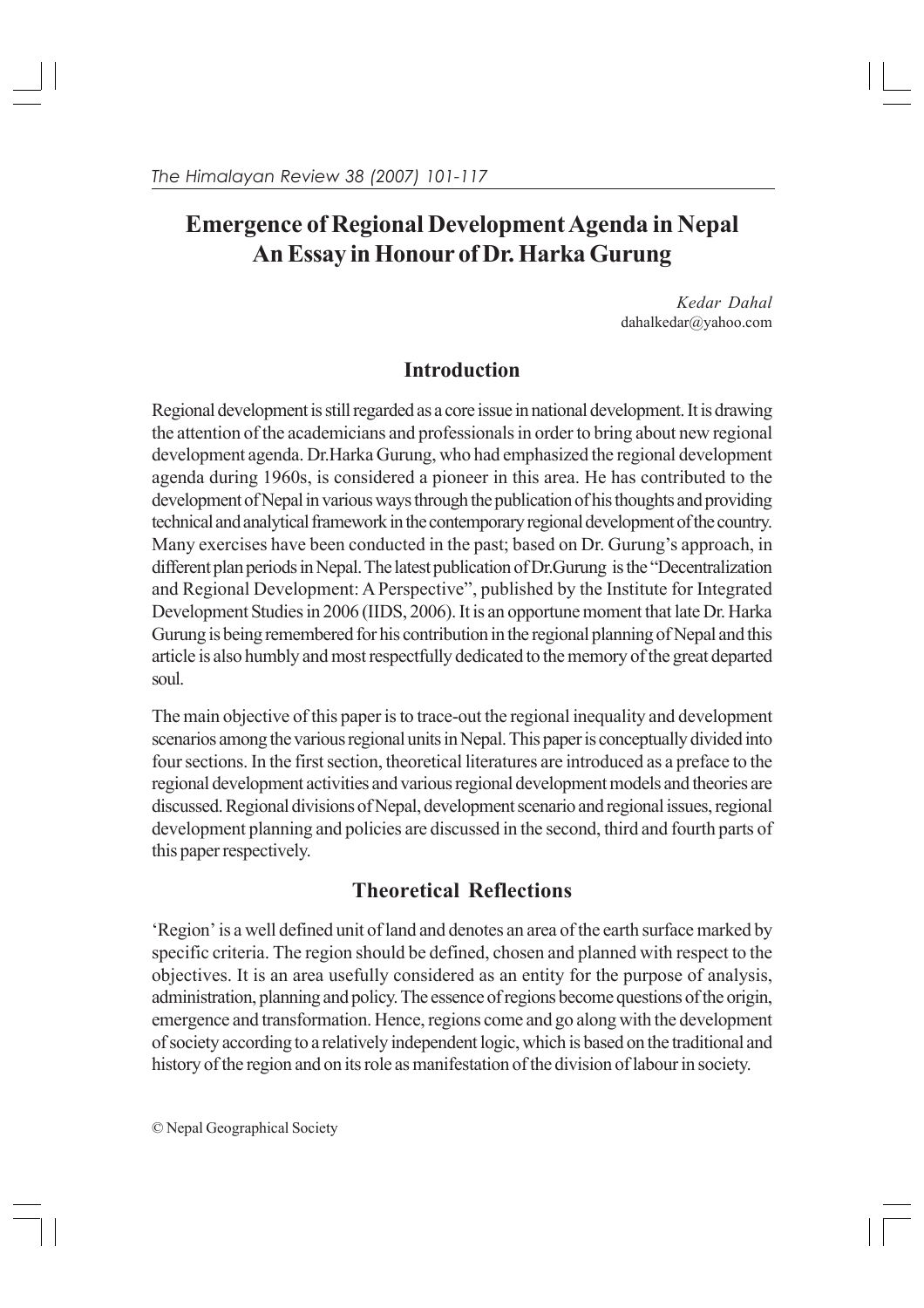# Emergence of Regional Development Agenda in Nepal
# An Essay in Honour of Dr. Harka Gurung

*Kedar Dahal*
dahalkedar@yahoo.com

## Introduction

Regional development is still regarded as a core issue in national development. It is drawing the attention of the academicians and professionals in order to bring about new regional development agenda. Dr.Harka Gurung, who had emphasized the regional development agenda during 1960s, is considered a pioneer in this area. He has contributed to the development of Nepal in various ways through the publication of his thoughts and providing technical and analytical framework in the contemporary regional development of the country. Many exercises have been conducted in the past; based on Dr. Gurung's approach, in different plan periods in Nepal. The latest publication of Dr.Gurung is the "Decentralization and Regional Development: A Perspective", published by the Institute for Integrated Development Studies in 2006 (IIDS, 2006). It is an opportune moment that late Dr. Harka Gurung is being remembered for his contribution in the regional planning of Nepal and this article is also humbly and most respectfully dedicated to the memory of the great departed soul.

The main objective of this paper is to trace-out the regional inequality and development scenarios among the various regional units in Nepal. This paper is conceptually divided into four sections. In the first section, theoretical literatures are introduced as a preface to the regional development activities and various regional development models and theories are discussed. Regional divisions of Nepal, development scenario and regional issues, regional development planning and policies are discussed in the second, third and fourth parts of this paper respectively.

## Theoretical Reflections

'Region' is a well defined unit of land and denotes an area of the earth surface marked by specific criteria. The region should be defined, chosen and planned with respect to the objectives. It is an area usefully considered as an entity for the purpose of analysis, administration, planning and policy. The essence of regions become questions of the origin, emergence and transformation. Hence, regions come and go along with the development of society according to a relatively independent logic, which is based on the traditional and history of the region and on its role as manifestation of the division of labour in society.

© Nepal Geographical Society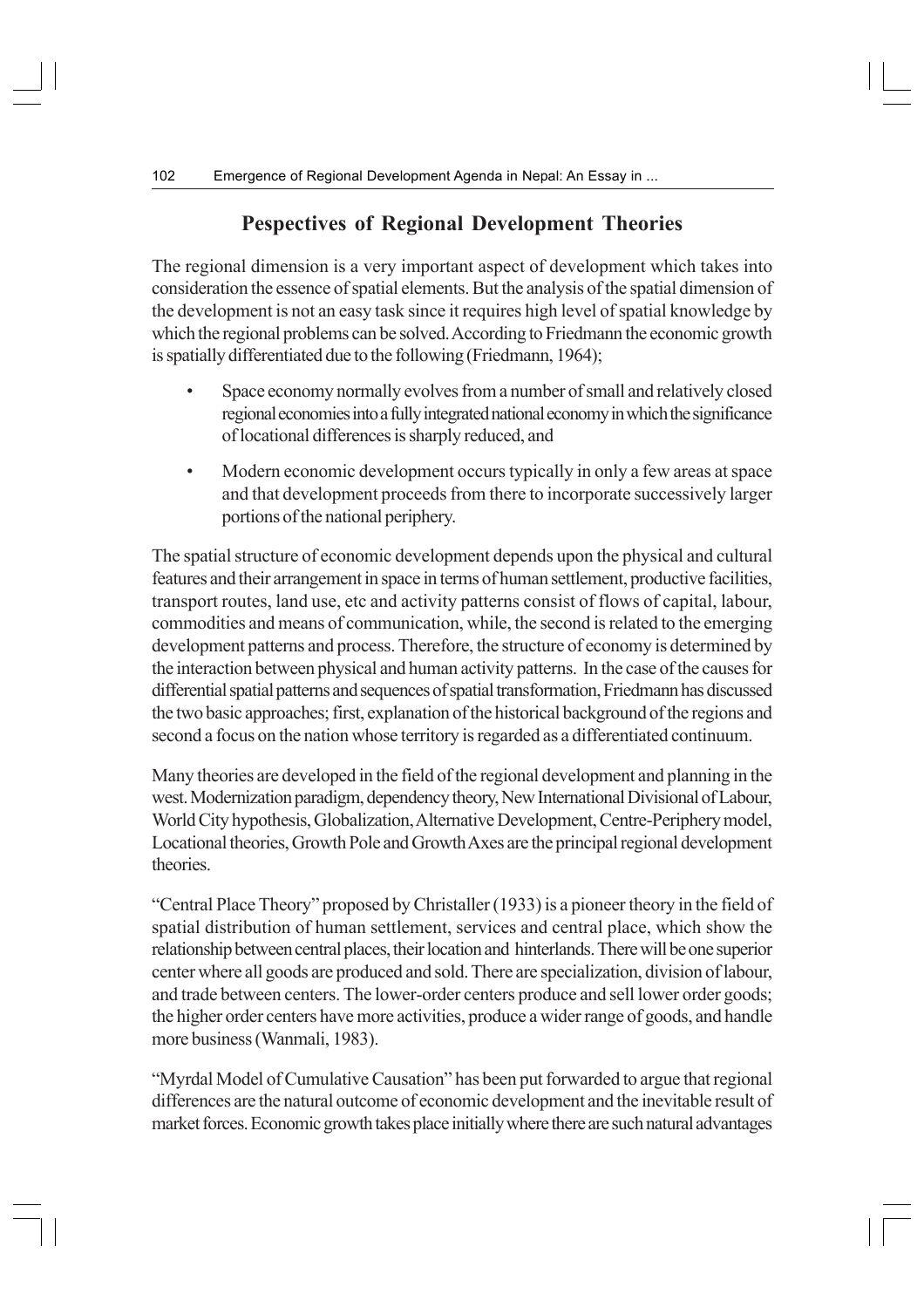## Pespectives of Regional Development Theories

The regional dimension is a very important aspect of development which takes into consideration the essence of spatial elements. But the analysis of the spatial dimension of the development is not an easy task since it requires high level of spatial knowledge by which the regional problems can be solved. According to Friedmann the economic growth is spatially differentiated due to the following (Friedmann, 1964);

- Space economy normally evolves from a number of small and relatively closed regional economies into a fully integrated national economy in which the significance of locational differences is sharply reduced, and
- Modern economic development occurs typically in only a few areas at space and that development proceeds from there to incorporate successively larger portions of the national periphery.

The spatial structure of economic development depends upon the physical and cultural features and their arrangement in space in terms of human settlement, productive facilities, transport routes, land use, etc and activity patterns consist of flows of capital, labour, commodities and means of communication, while, the second is related to the emerging development patterns and process. Therefore, the structure of economy is determined by the interaction between physical and human activity patterns. In the case of the causes for differential spatial patterns and sequences of spatial transformation, Friedmann has discussed the two basic approaches; first, explanation of the historical background of the regions and second a focus on the nation whose territory is regarded as a differentiated continuum.

Many theories are developed in the field of the regional development and planning in the west. Modernization paradigm, dependency theory, New International Divisional of Labour, World City hypothesis, Globalization, Alternative Development, Centre-Periphery model, Locational theories, Growth Pole and Growth Axes are the principal regional development theories.

"Central Place Theory" proposed by Christaller (1933) is a pioneer theory in the field of spatial distribution of human settlement, services and central place, which show the relationship between central places, their location and hinterlands. There will be one superior center where all goods are produced and sold. There are specialization, division of labour, and trade between centers. The lower-order centers produce and sell lower order goods; the higher order centers have more activities, produce a wider range of goods, and handle more business (Wanmali, 1983).

"Myrdal Model of Cumulative Causation" has been put forwarded to argue that regional differences are the natural outcome of economic development and the inevitable result of market forces. Economic growth takes place initially where there are such natural advantages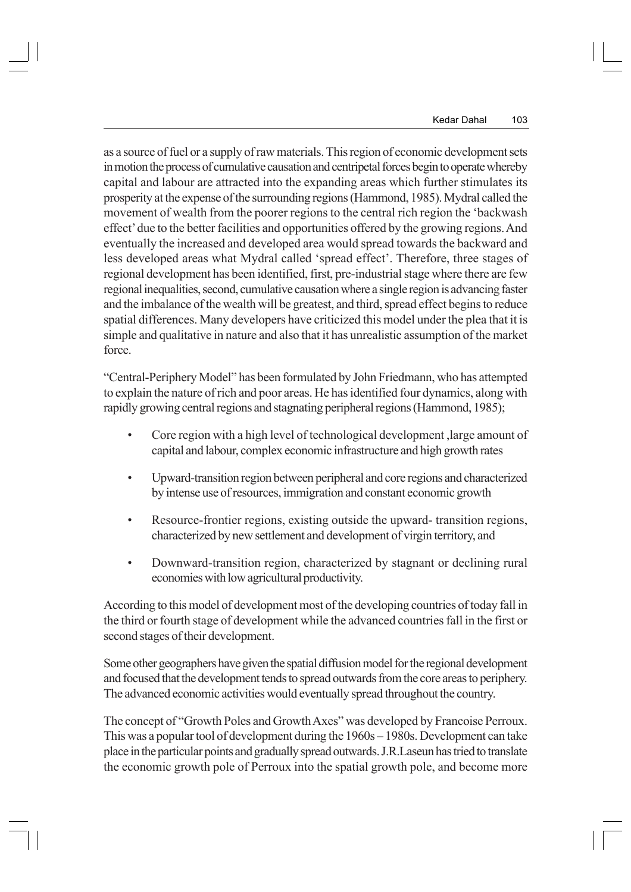as a source of fuel or a supply of raw materials. This region of economic development sets in motion the process of cumulative causation and centripetal forces begin to operate whereby capital and labour are attracted into the expanding areas which further stimulates its prosperity at the expense of the surrounding regions (Hammond, 1985). Mydral called the movement of wealth from the poorer regions to the central rich region the 'backwash effect' due to the better facilities and opportunities offered by the growing regions. And eventually the increased and developed area would spread towards the backward and less developed areas what Mydral called 'spread effect'. Therefore, three stages of regional development has been identified, first, pre-industrial stage where there are few regional inequalities, second, cumulative causation where a single region is advancing faster and the imbalance of the wealth will be greatest, and third, spread effect begins to reduce spatial differences. Many developers have criticized this model under the plea that it is simple and qualitative in nature and also that it has unrealistic assumption of the market force.

"Central-Periphery Model" has been formulated by John Friedmann, who has attempted to explain the nature of rich and poor areas. He has identified four dynamics, along with rapidly growing central regions and stagnating peripheral regions (Hammond, 1985);

- Core region with a high level of technological development ,large amount of capital and labour, complex economic infrastructure and high growth rates
- Upward-transition region between peripheral and core regions and characterized by intense use of resources, immigration and constant economic growth
- Resource-frontier regions, existing outside the upward- transition regions, characterized by new settlement and development of virgin territory, and
- Downward-transition region, characterized by stagnant or declining rural economies with low agricultural productivity.

According to this model of development most of the developing countries of today fall in the third or fourth stage of development while the advanced countries fall in the first or second stages of their development.

Some other geographers have given the spatial diffusion model for the regional development and focused that the development tends to spread outwards from the core areas to periphery. The advanced economic activities would eventually spread throughout the country.

The concept of "Growth Poles and Growth Axes" was developed by Francoise Perroux. This was a popular tool of development during the 1960s – 1980s. Development can take place in the particular points and gradually spread outwards. J.R.Laseun has tried to translate the economic growth pole of Perroux into the spatial growth pole, and become more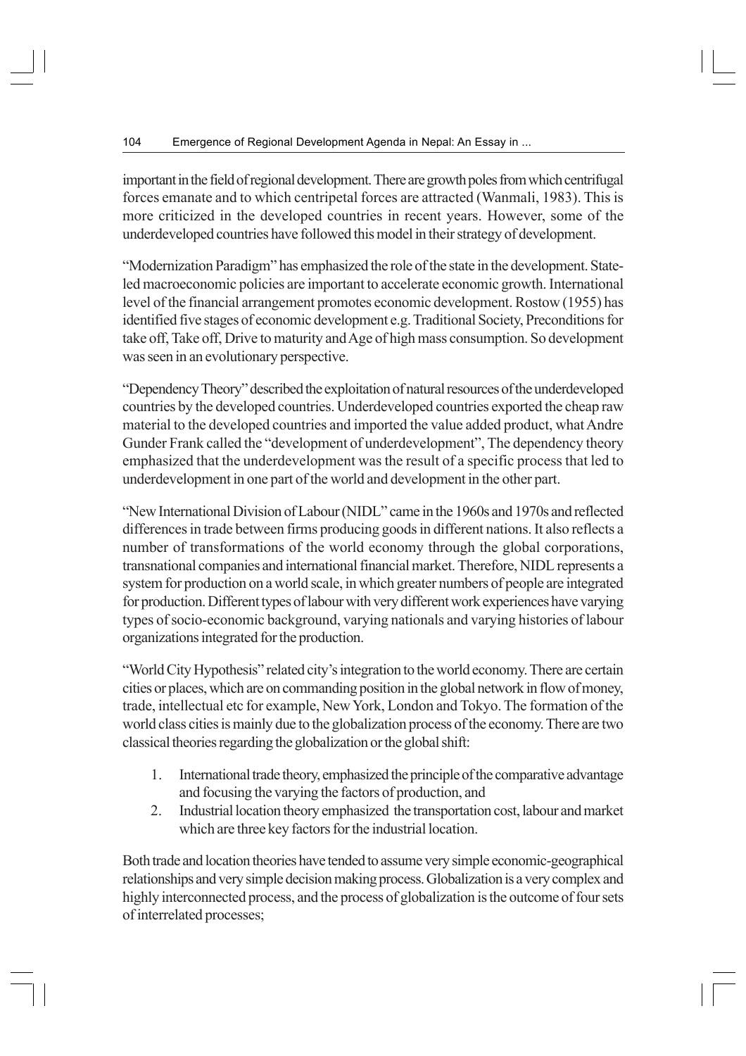important in the field of regional development. There are growth poles from which centrifugal forces emanate and to which centripetal forces are attracted (Wanmali, 1983). This is more criticized in the developed countries in recent years. However, some of the underdeveloped countries have followed this model in their strategy of development.

"Modernization Paradigm" has emphasized the role of the state in the development. State-led macroeconomic policies are important to accelerate economic growth. International level of the financial arrangement promotes economic development. Rostow (1955) has identified five stages of economic development e.g. Traditional Society, Preconditions for take off, Take off, Drive to maturity and Age of high mass consumption. So development was seen in an evolutionary perspective.

"Dependency Theory" described the exploitation of natural resources of the underdeveloped countries by the developed countries. Underdeveloped countries exported the cheap raw material to the developed countries and imported the value added product, what Andre Gunder Frank called the "development of underdevelopment", The dependency theory emphasized that the underdevelopment was the result of a specific process that led to underdevelopment in one part of the world and development in the other part.

"New International Division of Labour (NIDL" came in the 1960s and 1970s and reflected differences in trade between firms producing goods in different nations. It also reflects a number of transformations of the world economy through the global corporations, transnational companies and international financial market. Therefore, NIDL represents a system for production on a world scale, in which greater numbers of people are integrated for production. Different types of labour with very different work experiences have varying types of socio-economic background, varying nationals and varying histories of labour organizations integrated for the production.

"World City Hypothesis" related city's integration to the world economy. There are certain cities or places, which are on commanding position in the global network in flow of money, trade, intellectual etc for example, New York, London and Tokyo. The formation of the world class cities is mainly due to the globalization process of the economy. There are two classical theories regarding the globalization or the global shift:

1. International trade theory, emphasized the principle of the comparative advantage and focusing the varying the factors of production, and
2. Industrial location theory emphasized the transportation cost, labour and market which are three key factors for the industrial location.

Both trade and location theories have tended to assume very simple economic-geographical relationships and very simple decision making process. Globalization is a very complex and highly interconnected process, and the process of globalization is the outcome of four sets of interrelated processes;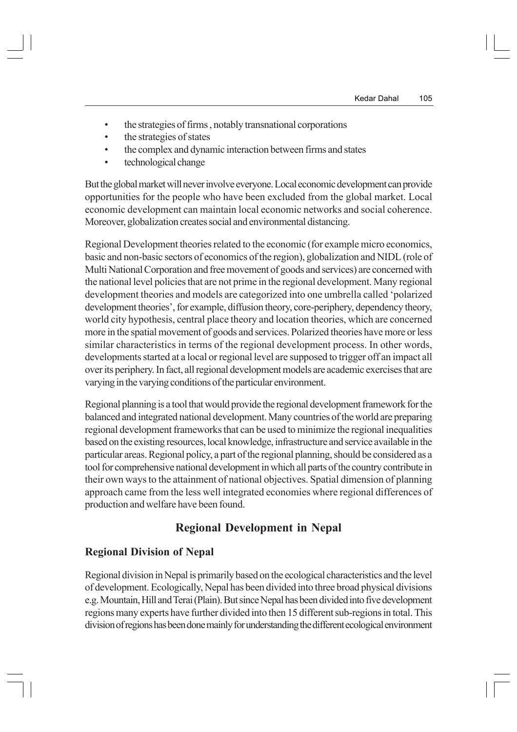- the strategies of firms , notably transnational corporations
- the strategies of states
- the complex and dynamic interaction between firms and states
- technological change

But the global market will never involve everyone. Local economic development can provide opportunities for the people who have been excluded from the global market. Local economic development can maintain local economic networks and social coherence. Moreover, globalization creates social and environmental distancing.

Regional Development theories related to the economic (for example micro economics, basic and non-basic sectors of economics of the region), globalization and NIDL (role of Multi National Corporation and free movement of goods and services) are concerned with the national level policies that are not prime in the regional development. Many regional development theories and models are categorized into one umbrella called 'polarized development theories', for example, diffusion theory, core-periphery, dependency theory, world city hypothesis, central place theory and location theories, which are concerned more in the spatial movement of goods and services. Polarized theories have more or less similar characteristics in terms of the regional development process. In other words, developments started at a local or regional level are supposed to trigger off an impact all over its periphery. In fact, all regional development models are academic exercises that are varying in the varying conditions of the particular environment.

Regional planning is a tool that would provide the regional development framework for the balanced and integrated national development. Many countries of the world are preparing regional development frameworks that can be used to minimize the regional inequalities based on the existing resources, local knowledge, infrastructure and service available in the particular areas. Regional policy, a part of the regional planning, should be considered as a tool for comprehensive national development in which all parts of the country contribute in their own ways to the attainment of national objectives. Spatial dimension of planning approach came from the less well integrated economies where regional differences of production and welfare have been found.

## Regional Development in Nepal

### Regional Division of Nepal

Regional division in Nepal is primarily based on the ecological characteristics and the level of development. Ecologically, Nepal has been divided into three broad physical divisions e.g. Mountain, Hill and Terai (Plain). But since Nepal has been divided into five development regions many experts have further divided into then 15 different sub-regions in total. This division of regions has been done mainly for understanding the different ecological environment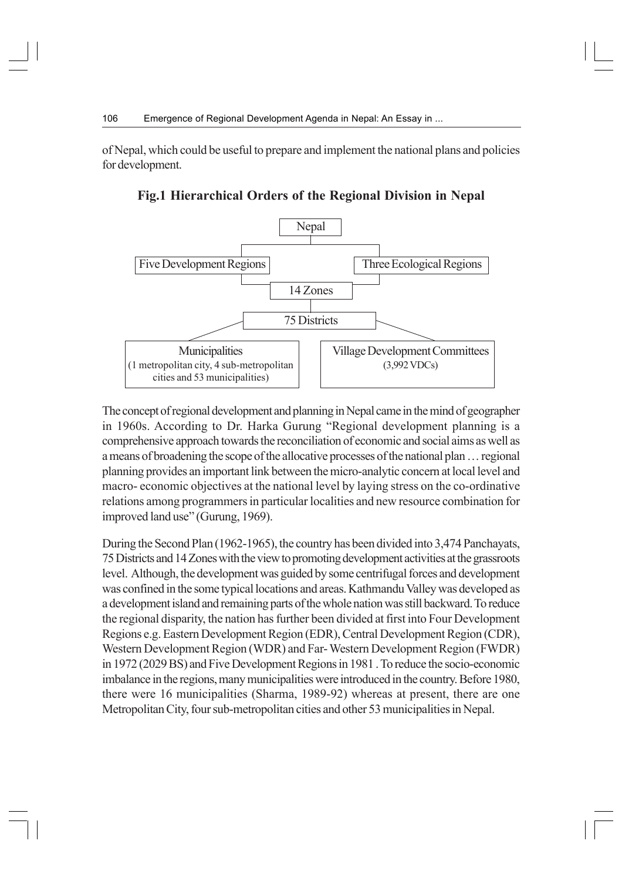of Nepal, which could be useful to prepare and implement the national plans and policies for development.

**Fig.1 Hierarchical Orders of the Regional Division in Nepal**

Nepal

Five Development Regions | Three Ecological Regions

14 Zones

75 Districts

Municipalities (1 metropolitan city, 4 sub-metropolitan cities and 53 municipalities) | Village Development Committees (3,992 VDCs)

The concept of regional development and planning in Nepal came in the mind of geographer in 1960s. According to Dr. Harka Gurung "Regional development planning is a comprehensive approach towards the reconciliation of economic and social aims as well as a means of broadening the scope of the allocative processes of the national plan … regional planning provides an important link between the micro-analytic concern at local level and macro- economic objectives at the national level by laying stress on the co-ordinative relations among programmers in particular localities and new resource combination for improved land use" (Gurung, 1969).

During the Second Plan (1962-1965), the country has been divided into 3,474 Panchayats, 75 Districts and 14 Zones with the view to promoting development activities at the grassroots level. Although, the development was guided by some centrifugal forces and development was confined in the some typical locations and areas. Kathmandu Valley was developed as a development island and remaining parts of the whole nation was still backward. To reduce the regional disparity, the nation has further been divided at first into Four Development Regions e.g. Eastern Development Region (EDR), Central Development Region (CDR), Western Development Region (WDR) and Far- Western Development Region (FWDR) in 1972 (2029 BS) and Five Development Regions in 1981 . To reduce the socio-economic imbalance in the regions, many municipalities were introduced in the country. Before 1980, there were 16 municipalities (Sharma, 1989-92) whereas at present, there are one Metropolitan City, four sub-metropolitan cities and other 53 municipalities in Nepal.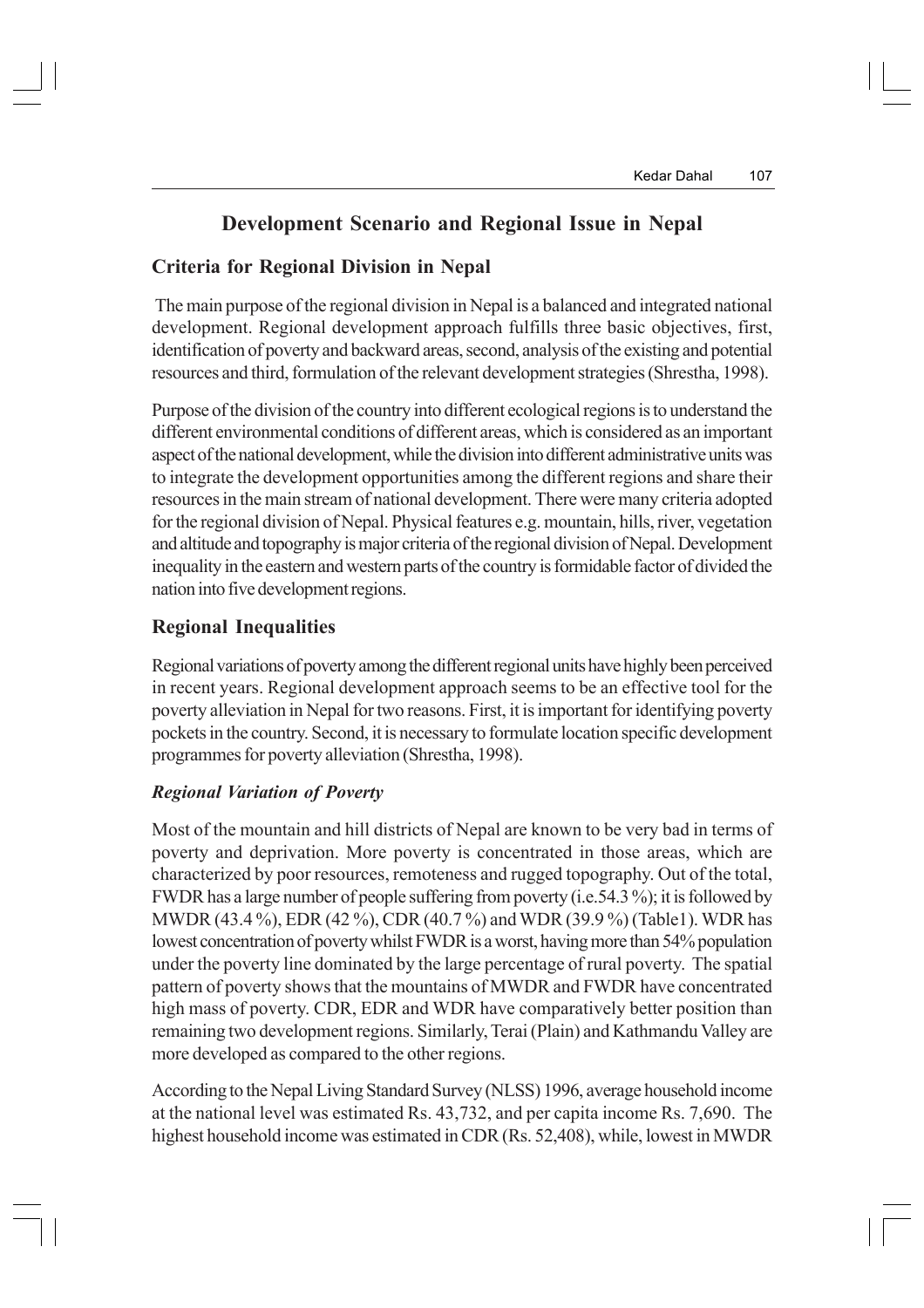# Development Scenario and Regional Issue in Nepal

## Criteria for Regional Division in Nepal

The main purpose of the regional division in Nepal is a balanced and integrated national development. Regional development approach fulfills three basic objectives, first, identification of poverty and backward areas, second, analysis of the existing and potential resources and third, formulation of the relevant development strategies (Shrestha, 1998).

Purpose of the division of the country into different ecological regions is to understand the different environmental conditions of different areas, which is considered as an important aspect of the national development, while the division into different administrative units was to integrate the development opportunities among the different regions and share their resources in the main stream of national development. There were many criteria adopted for the regional division of Nepal. Physical features e.g. mountain, hills, river, vegetation and altitude and topography is major criteria of the regional division of Nepal. Development inequality in the eastern and western parts of the country is formidable factor of divided the nation into five development regions.

## Regional Inequalities

Regional variations of poverty among the different regional units have highly been perceived in recent years. Regional development approach seems to be an effective tool for the poverty alleviation in Nepal for two reasons. First, it is important for identifying poverty pockets in the country. Second, it is necessary to formulate location specific development programmes for poverty alleviation (Shrestha, 1998).

### *Regional Variation of Poverty*

Most of the mountain and hill districts of Nepal are known to be very bad in terms of poverty and deprivation. More poverty is concentrated in those areas, which are characterized by poor resources, remoteness and rugged topography. Out of the total, FWDR has a large number of people suffering from poverty (i.e.54.3 %); it is followed by MWDR (43.4 %), EDR (42 %), CDR (40.7 %) and WDR (39.9 %) (Table1). WDR has lowest concentration of poverty whilst FWDR is a worst, having more than 54% population under the poverty line dominated by the large percentage of rural poverty. The spatial pattern of poverty shows that the mountains of MWDR and FWDR have concentrated high mass of poverty. CDR, EDR and WDR have comparatively better position than remaining two development regions. Similarly, Terai (Plain) and Kathmandu Valley are more developed as compared to the other regions.

According to the Nepal Living Standard Survey (NLSS) 1996, average household income at the national level was estimated Rs. 43,732, and per capita income Rs. 7,690. The highest household income was estimated in CDR (Rs. 52,408), while, lowest in MWDR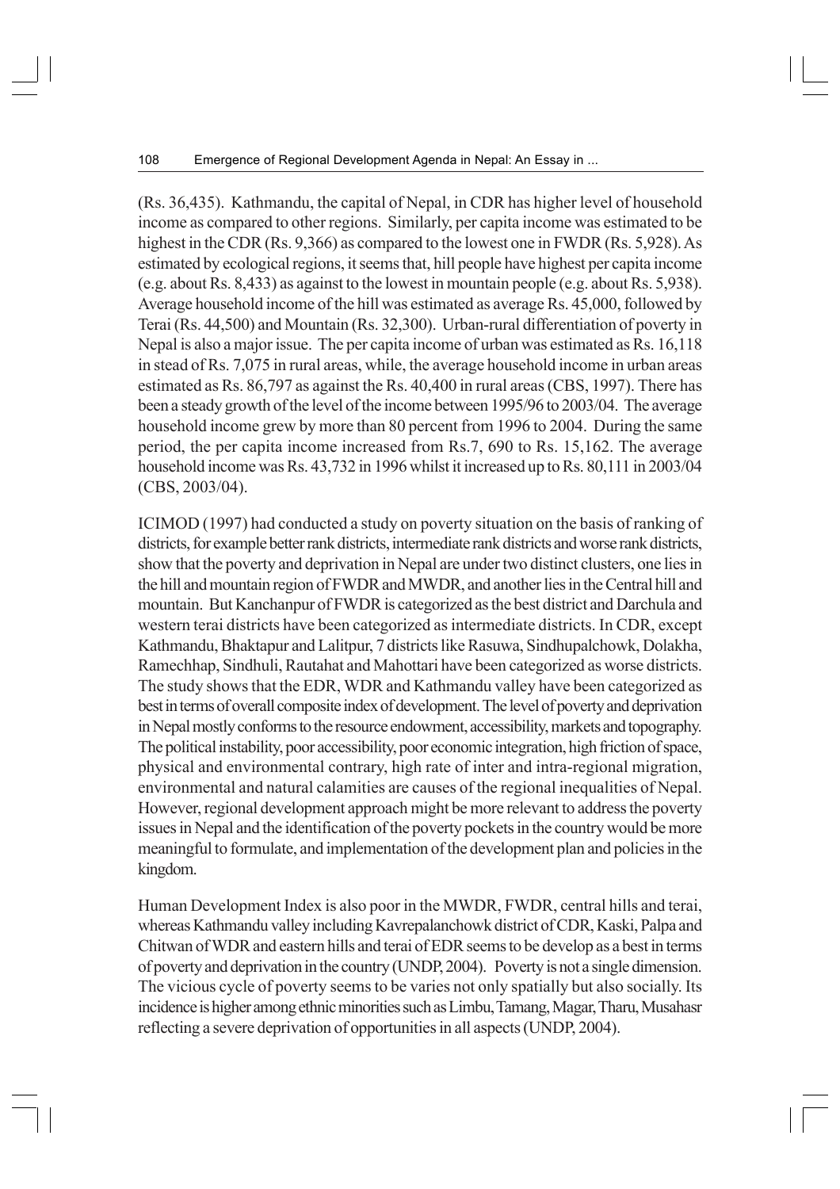(Rs. 36,435). Kathmandu, the capital of Nepal, in CDR has higher level of household income as compared to other regions. Similarly, per capita income was estimated to be highest in the CDR (Rs. 9,366) as compared to the lowest one in FWDR (Rs. 5,928). As estimated by ecological regions, it seems that, hill people have highest per capita income (e.g. about Rs. 8,433) as against to the lowest in mountain people (e.g. about Rs. 5,938). Average household income of the hill was estimated as average Rs. 45,000, followed by Terai (Rs. 44,500) and Mountain (Rs. 32,300). Urban-rural differentiation of poverty in Nepal is also a major issue. The per capita income of urban was estimated as Rs. 16,118 in stead of Rs. 7,075 in rural areas, while, the average household income in urban areas estimated as Rs. 86,797 as against the Rs. 40,400 in rural areas (CBS, 1997). There has been a steady growth of the level of the income between 1995/96 to 2003/04. The average household income grew by more than 80 percent from 1996 to 2004. During the same period, the per capita income increased from Rs.7, 690 to Rs. 15,162. The average household income was Rs. 43,732 in 1996 whilst it increased up to Rs. 80,111 in 2003/04 (CBS, 2003/04).

ICIMOD (1997) had conducted a study on poverty situation on the basis of ranking of districts, for example better rank districts, intermediate rank districts and worse rank districts, show that the poverty and deprivation in Nepal are under two distinct clusters, one lies in the hill and mountain region of FWDR and MWDR, and another lies in the Central hill and mountain. But Kanchanpur of FWDR is categorized as the best district and Darchula and western terai districts have been categorized as intermediate districts. In CDR, except Kathmandu, Bhaktapur and Lalitpur, 7 districts like Rasuwa, Sindhupalchowk, Dolakha, Ramechhap, Sindhuli, Rautahat and Mahottari have been categorized as worse districts. The study shows that the EDR, WDR and Kathmandu valley have been categorized as best in terms of overall composite index of development. The level of poverty and deprivation in Nepal mostly conforms to the resource endowment, accessibility, markets and topography. The political instability, poor accessibility, poor economic integration, high friction of space, physical and environmental contrary, high rate of inter and intra-regional migration, environmental and natural calamities are causes of the regional inequalities of Nepal. However, regional development approach might be more relevant to address the poverty issues in Nepal and the identification of the poverty pockets in the country would be more meaningful to formulate, and implementation of the development plan and policies in the kingdom.

Human Development Index is also poor in the MWDR, FWDR, central hills and terai, whereas Kathmandu valley including Kavrepalanchowk district of CDR, Kaski, Palpa and Chitwan of WDR and eastern hills and terai of EDR seems to be develop as a best in terms of poverty and deprivation in the country (UNDP, 2004). Poverty is not a single dimension. The vicious cycle of poverty seems to be varies not only spatially but also socially. Its incidence is higher among ethnic minorities such as Limbu, Tamang, Magar, Tharu, Musahasr reflecting a severe deprivation of opportunities in all aspects (UNDP, 2004).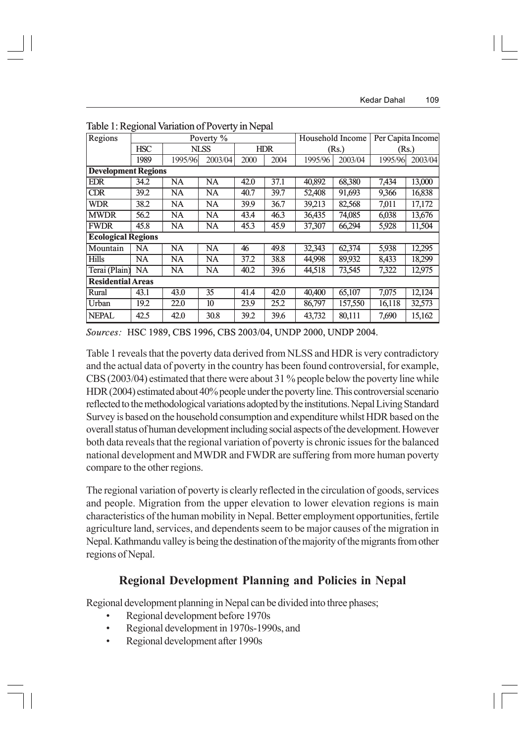Table 1: Regional Variation of Poverty in Nepal

| Regions | Poverty % | | | | | Household Income (Rs.) | | Per Capita Income (Rs.) | |
|---|---|---|---|---|---|---|---|---|---|
| | HSC | NLSS | | HDR | | | | | |
| | 1989 | 1995/96 | 2003/04 | 2000 | 2004 | 1995/96 | 2003/04 | 1995/96 | 2003/04 |
| **Development Regions** | | | | | | | | | |
| EDR | 34.2 | NA | NA | 42.0 | 37.1 | 40,892 | 68,380 | 7,434 | 13,000 |
| CDR | 39.2 | NA | NA | 40.7 | 39.7 | 52,408 | 91,693 | 9,366 | 16,838 |
| WDR | 38.2 | NA | NA | 39.9 | 36.7 | 39,213 | 82,568 | 7,011 | 17,172 |
| MWDR | 56.2 | NA | NA | 43.4 | 46.3 | 36,435 | 74,085 | 6,038 | 13,676 |
| FWDR | 45.8 | NA | NA | 45.3 | 45.9 | 37,307 | 66,294 | 5,928 | 11,504 |
| **Ecological Regions** | | | | | | | | | |
| Mountain | NA | NA | NA | 46 | 49.8 | 32,343 | 62,374 | 5,938 | 12,295 |
| Hills | NA | NA | NA | 37.2 | 38.8 | 44,998 | 89,932 | 8,433 | 18,299 |
| Terai (Plain) | NA | NA | NA | 40.2 | 39.6 | 44,518 | 73,545 | 7,322 | 12,975 |
| **Residential Areas** | | | | | | | | | |
| Rural | 43.1 | 43.0 | 35 | 41.4 | 42.0 | 40,400 | 65,107 | 7,075 | 12,124 |
| Urban | 19.2 | 22.0 | 10 | 23.9 | 25.2 | 86,797 | 157,550 | 16,118 | 32,573 |
| NEPAL | 42.5 | 42.0 | 30.8 | 39.2 | 39.6 | 43,732 | 80,111 | 7,690 | 15,162 |

*Sources:* HSC 1989, CBS 1996, CBS 2003/04, UNDP 2000, UNDP 2004.

Table 1 reveals that the poverty data derived from NLSS and HDR is very contradictory and the actual data of poverty in the country has been found controversial, for example, CBS (2003/04) estimated that there were about 31 % people below the poverty line while HDR (2004) estimated about 40% people under the poverty line. This controversial scenario reflected to the methodological variations adopted by the institutions. Nepal Living Standard Survey is based on the household consumption and expenditure whilst HDR based on the overall status of human development including social aspects of the development. However both data reveals that the regional variation of poverty is chronic issues for the balanced national development and MWDR and FWDR are suffering from more human poverty compare to the other regions.

The regional variation of poverty is clearly reflected in the circulation of goods, services and people. Migration from the upper elevation to lower elevation regions is main characteristics of the human mobility in Nepal. Better employment opportunities, fertile agriculture land, services, and dependents seem to be major causes of the migration in Nepal. Kathmandu valley is being the destination of the majority of the migrants from other regions of Nepal.

## Regional Development Planning and Policies in Nepal

Regional development planning in Nepal can be divided into three phases;

- Regional development before 1970s
- Regional development in 1970s-1990s, and
- Regional development after 1990s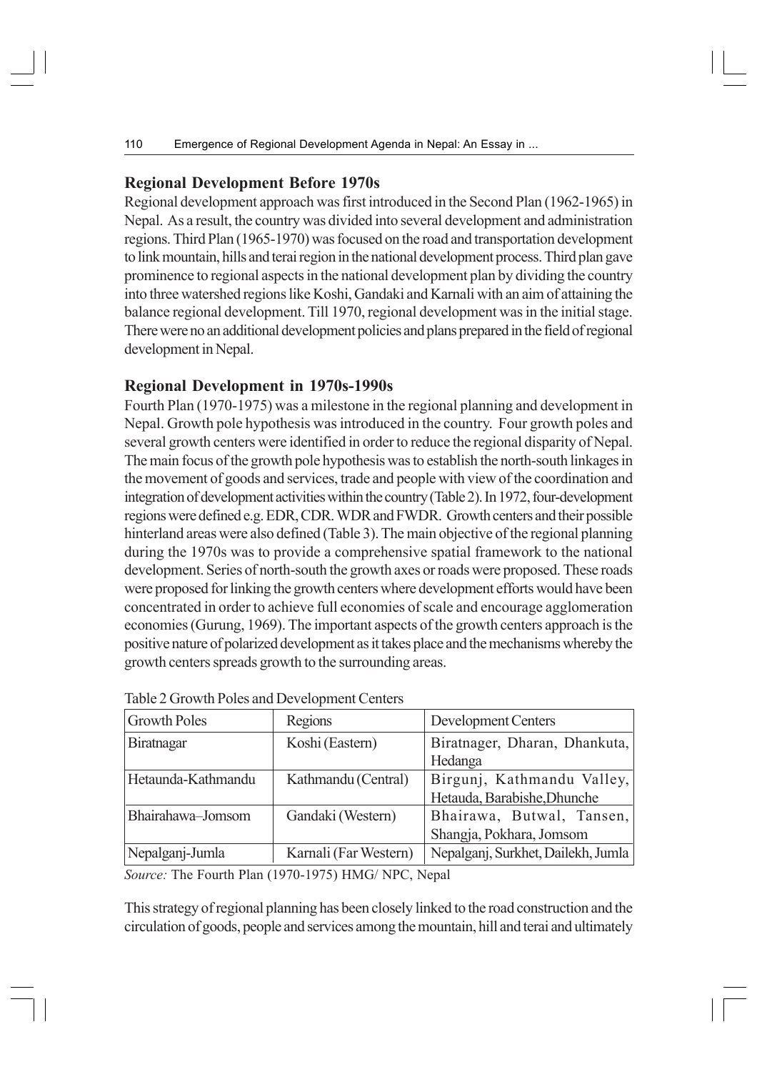## Regional Development Before 1970s

Regional development approach was first introduced in the Second Plan (1962-1965) in Nepal. As a result, the country was divided into several development and administration regions. Third Plan (1965-1970) was focused on the road and transportation development to link mountain, hills and terai region in the national development process. Third plan gave prominence to regional aspects in the national development plan by dividing the country into three watershed regions like Koshi, Gandaki and Karnali with an aim of attaining the balance regional development. Till 1970, regional development was in the initial stage. There were no an additional development policies and plans prepared in the field of regional development in Nepal.

## Regional Development in 1970s-1990s

Fourth Plan (1970-1975) was a milestone in the regional planning and development in Nepal. Growth pole hypothesis was introduced in the country. Four growth poles and several growth centers were identified in order to reduce the regional disparity of Nepal. The main focus of the growth pole hypothesis was to establish the north-south linkages in the movement of goods and services, trade and people with view of the coordination and integration of development activities within the country (Table 2). In 1972, four-development regions were defined e.g. EDR, CDR. WDR and FWDR. Growth centers and their possible hinterland areas were also defined (Table 3). The main objective of the regional planning during the 1970s was to provide a comprehensive spatial framework to the national development. Series of north-south the growth axes or roads were proposed. These roads were proposed for linking the growth centers where development efforts would have been concentrated in order to achieve full economies of scale and encourage agglomeration economies (Gurung, 1969). The important aspects of the growth centers approach is the positive nature of polarized development as it takes place and the mechanisms whereby the growth centers spreads growth to the surrounding areas.

Table 2 Growth Poles and Development Centers

| Growth Poles | Regions | Development Centers |
|---|---|---|
| Biratnagar | Koshi (Eastern) | Biratnager, Dharan, Dhankuta, Hedanga |
| Hetaunda-Kathmandu | Kathmandu (Central) | Birgunj, Kathmandu Valley, Hetauda, Barabishe,Dhunche |
| Bhairahawa–Jomsom | Gandaki (Western) | Bhairawa, Butwal, Tansen, Shangja, Pokhara, Jomsom |
| Nepalganj-Jumla | Karnali (Far Western) | Nepalganj, Surkhet, Dailekh, Jumla |

*Source:* The Fourth Plan (1970-1975) HMG/ NPC, Nepal

This strategy of regional planning has been closely linked to the road construction and the circulation of goods, people and services among the mountain, hill and terai and ultimately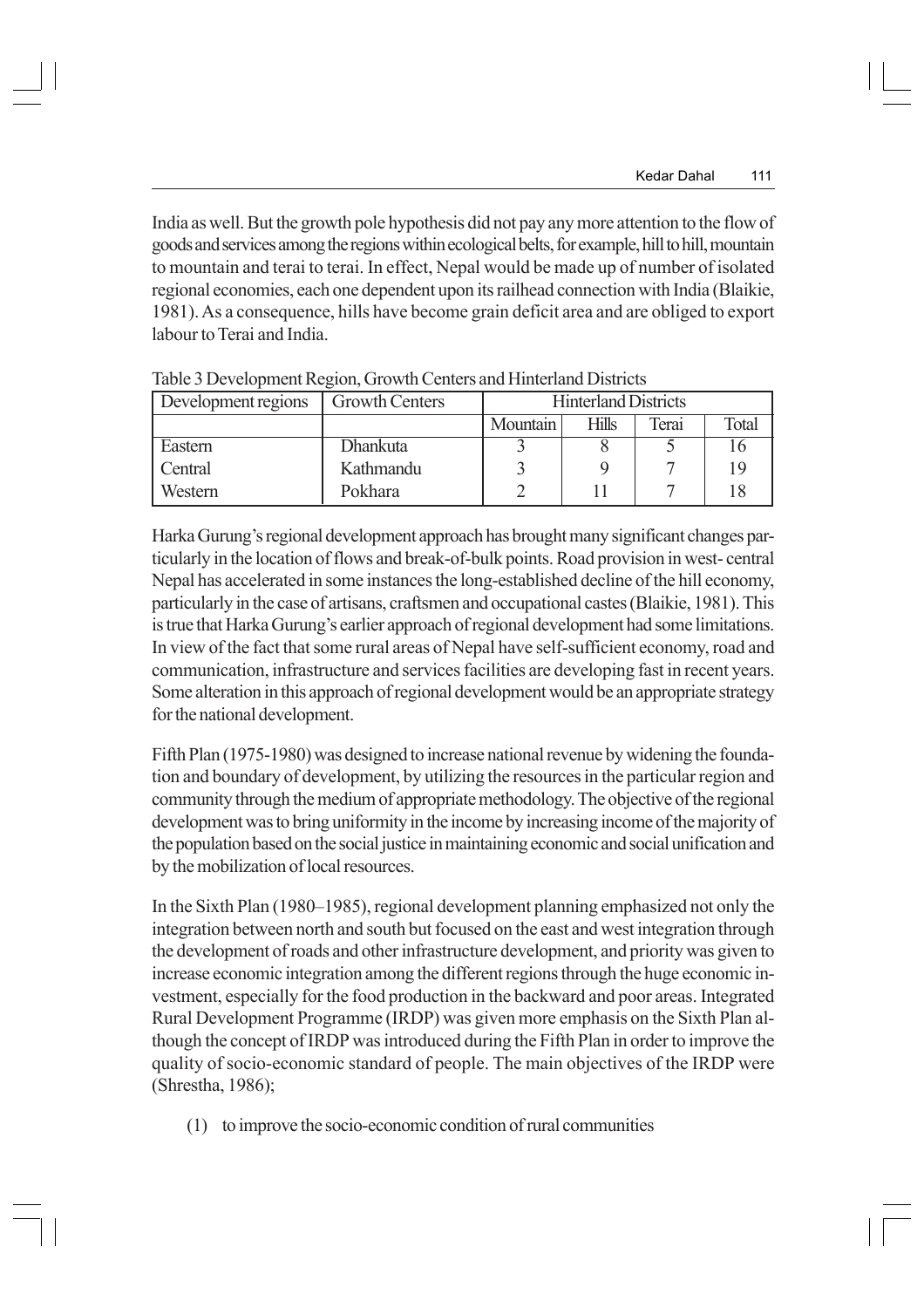India as well. But the growth pole hypothesis did not pay any more attention to the flow of goods and services among the regions within ecological belts, for example, hill to hill, mountain to mountain and terai to terai. In effect, Nepal would be made up of number of isolated regional economies, each one dependent upon its railhead connection with India (Blaikie, 1981). As a consequence, hills have become grain deficit area and are obliged to export labour to Terai and India.

Table 3 Development Region, Growth Centers and Hinterland Districts

| Development regions | Growth Centers | Hinterland Districts | | | |
|---|---|---|---|---|---|
| | | Mountain | Hills | Terai | Total |
| Eastern | Dhankuta | 3 | 8 | 5 | 16 |
| Central | Kathmandu | 3 | 9 | 7 | 19 |
| Western | Pokhara | 2 | 11 | 7 | 18 |

Harka Gurung's regional development approach has brought many significant changes particularly in the location of flows and break-of-bulk points. Road provision in west- central Nepal has accelerated in some instances the long-established decline of the hill economy, particularly in the case of artisans, craftsmen and occupational castes (Blaikie, 1981). This is true that Harka Gurung's earlier approach of regional development had some limitations. In view of the fact that some rural areas of Nepal have self-sufficient economy, road and communication, infrastructure and services facilities are developing fast in recent years. Some alteration in this approach of regional development would be an appropriate strategy for the national development.

Fifth Plan (1975-1980) was designed to increase national revenue by widening the foundation and boundary of development, by utilizing the resources in the particular region and community through the medium of appropriate methodology. The objective of the regional development was to bring uniformity in the income by increasing income of the majority of the population based on the social justice in maintaining economic and social unification and by the mobilization of local resources.

In the Sixth Plan (1980–1985), regional development planning emphasized not only the integration between north and south but focused on the east and west integration through the development of roads and other infrastructure development, and priority was given to increase economic integration among the different regions through the huge economic investment, especially for the food production in the backward and poor areas. Integrated Rural Development Programme (IRDP) was given more emphasis on the Sixth Plan although the concept of IRDP was introduced during the Fifth Plan in order to improve the quality of socio-economic standard of people. The main objectives of the IRDP were (Shrestha, 1986);

(1) to improve the socio-economic condition of rural communities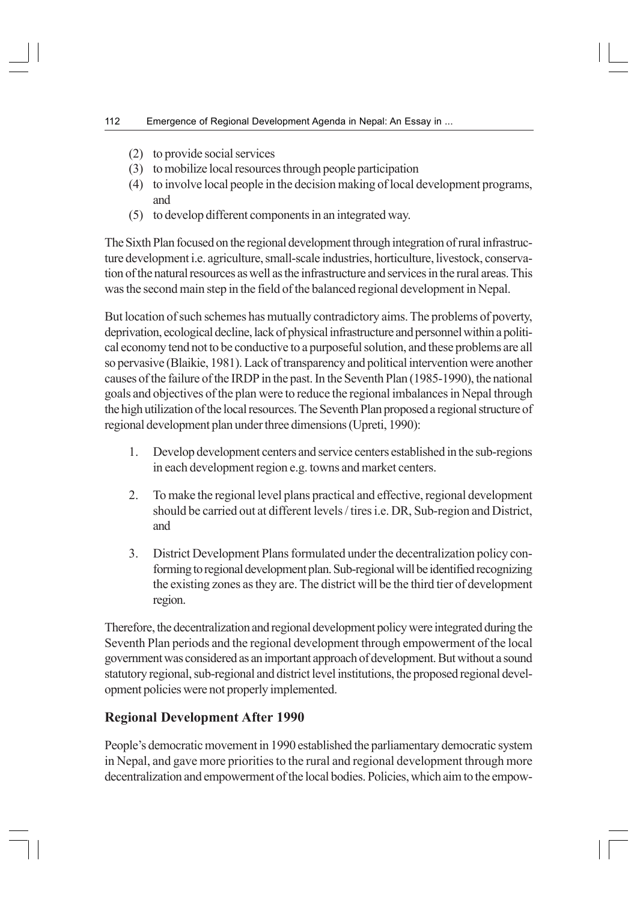(2) to provide social services
(3) to mobilize local resources through people participation
(4) to involve local people in the decision making of local development programs, and
(5) to develop different components in an integrated way.

The Sixth Plan focused on the regional development through integration of rural infrastructure development i.e. agriculture, small-scale industries, horticulture, livestock, conservation of the natural resources as well as the infrastructure and services in the rural areas. This was the second main step in the field of the balanced regional development in Nepal.

But location of such schemes has mutually contradictory aims. The problems of poverty, deprivation, ecological decline, lack of physical infrastructure and personnel within a political economy tend not to be conductive to a purposeful solution, and these problems are all so pervasive (Blaikie, 1981). Lack of transparency and political intervention were another causes of the failure of the IRDP in the past. In the Seventh Plan (1985-1990), the national goals and objectives of the plan were to reduce the regional imbalances in Nepal through the high utilization of the local resources. The Seventh Plan proposed a regional structure of regional development plan under three dimensions (Upreti, 1990):

1. Develop development centers and service centers established in the sub-regions in each development region e.g. towns and market centers.

2. To make the regional level plans practical and effective, regional development should be carried out at different levels / tires i.e. DR, Sub-region and District, and

3. District Development Plans formulated under the decentralization policy conforming to regional development plan. Sub-regional will be identified recognizing the existing zones as they are. The district will be the third tier of development region.

Therefore, the decentralization and regional development policy were integrated during the Seventh Plan periods and the regional development through empowerment of the local government was considered as an important approach of development. But without a sound statutory regional, sub-regional and district level institutions, the proposed regional development policies were not properly implemented.

## Regional Development After 1990

People's democratic movement in 1990 established the parliamentary democratic system in Nepal, and gave more priorities to the rural and regional development through more decentralization and empowerment of the local bodies. Policies, which aim to the empow-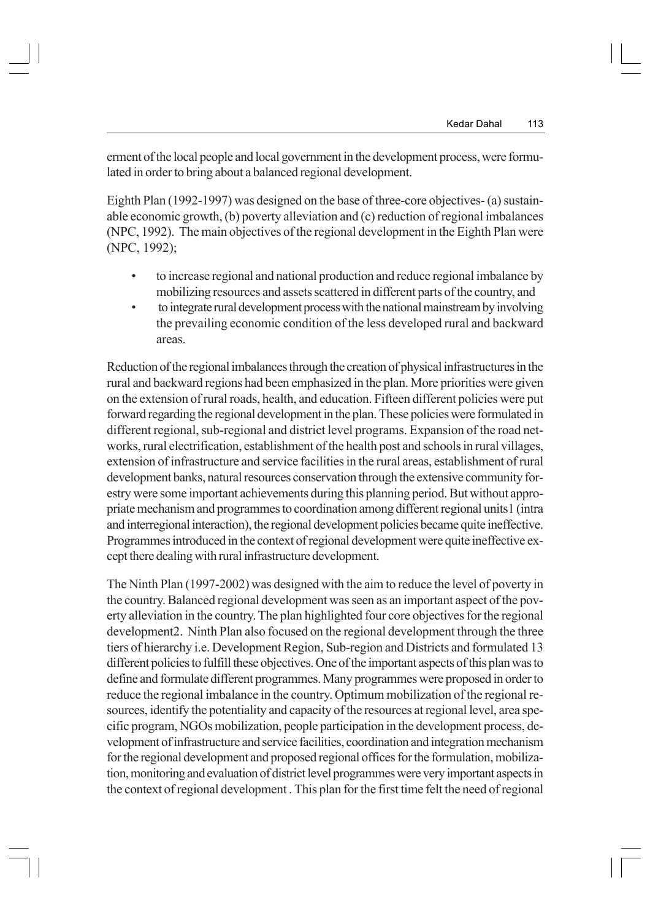erment of the local people and local government in the development process, were formulated in order to bring about a balanced regional development.

Eighth Plan (1992-1997) was designed on the base of three-core objectives- (a) sustainable economic growth, (b) poverty alleviation and (c) reduction of regional imbalances (NPC, 1992). The main objectives of the regional development in the Eighth Plan were (NPC, 1992);

- to increase regional and national production and reduce regional imbalance by mobilizing resources and assets scattered in different parts of the country, and
- to integrate rural development process with the national mainstream by involving the prevailing economic condition of the less developed rural and backward areas.

Reduction of the regional imbalances through the creation of physical infrastructures in the rural and backward regions had been emphasized in the plan. More priorities were given on the extension of rural roads, health, and education. Fifteen different policies were put forward regarding the regional development in the plan. These policies were formulated in different regional, sub-regional and district level programs. Expansion of the road networks, rural electrification, establishment of the health post and schools in rural villages, extension of infrastructure and service facilities in the rural areas, establishment of rural development banks, natural resources conservation through the extensive community forestry were some important achievements during this planning period. But without appropriate mechanism and programmes to coordination among different regional units1 (intra and interregional interaction), the regional development policies became quite ineffective. Programmes introduced in the context of regional development were quite ineffective except there dealing with rural infrastructure development.

The Ninth Plan (1997-2002) was designed with the aim to reduce the level of poverty in the country. Balanced regional development was seen as an important aspect of the poverty alleviation in the country. The plan highlighted four core objectives for the regional development2. Ninth Plan also focused on the regional development through the three tiers of hierarchy i.e. Development Region, Sub-region and Districts and formulated 13 different policies to fulfill these objectives. One of the important aspects of this plan was to define and formulate different programmes. Many programmes were proposed in order to reduce the regional imbalance in the country. Optimum mobilization of the regional resources, identify the potentiality and capacity of the resources at regional level, area specific program, NGOs mobilization, people participation in the development process, development of infrastructure and service facilities, coordination and integration mechanism for the regional development and proposed regional offices for the formulation, mobilization, monitoring and evaluation of district level programmes were very important aspects in the context of regional development . This plan for the first time felt the need of regional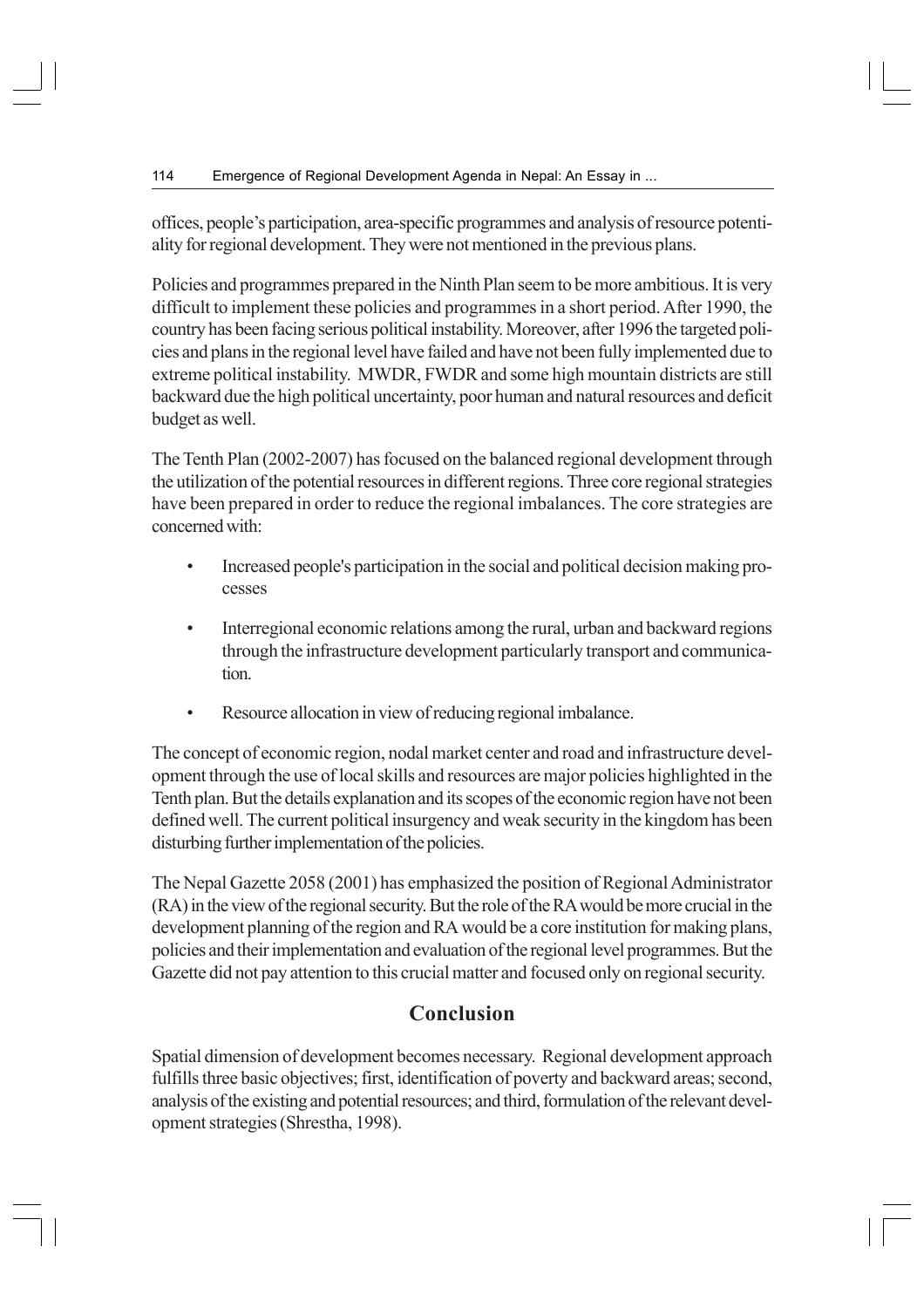offices, people's participation, area-specific programmes and analysis of resource potentiality for regional development. They were not mentioned in the previous plans.

Policies and programmes prepared in the Ninth Plan seem to be more ambitious. It is very difficult to implement these policies and programmes in a short period. After 1990, the country has been facing serious political instability. Moreover, after 1996 the targeted policies and plans in the regional level have failed and have not been fully implemented due to extreme political instability. MWDR, FWDR and some high mountain districts are still backward due the high political uncertainty, poor human and natural resources and deficit budget as well.

The Tenth Plan (2002-2007) has focused on the balanced regional development through the utilization of the potential resources in different regions. Three core regional strategies have been prepared in order to reduce the regional imbalances. The core strategies are concerned with:

- Increased people's participation in the social and political decision making processes
- Interregional economic relations among the rural, urban and backward regions through the infrastructure development particularly transport and communication.
- Resource allocation in view of reducing regional imbalance.

The concept of economic region, nodal market center and road and infrastructure development through the use of local skills and resources are major policies highlighted in the Tenth plan. But the details explanation and its scopes of the economic region have not been defined well. The current political insurgency and weak security in the kingdom has been disturbing further implementation of the policies.

The Nepal Gazette 2058 (2001) has emphasized the position of Regional Administrator (RA) in the view of the regional security. But the role of the RA would be more crucial in the development planning of the region and RA would be a core institution for making plans, policies and their implementation and evaluation of the regional level programmes. But the Gazette did not pay attention to this crucial matter and focused only on regional security.

## Conclusion

Spatial dimension of development becomes necessary. Regional development approach fulfills three basic objectives; first, identification of poverty and backward areas; second, analysis of the existing and potential resources; and third, formulation of the relevant development strategies (Shrestha, 1998).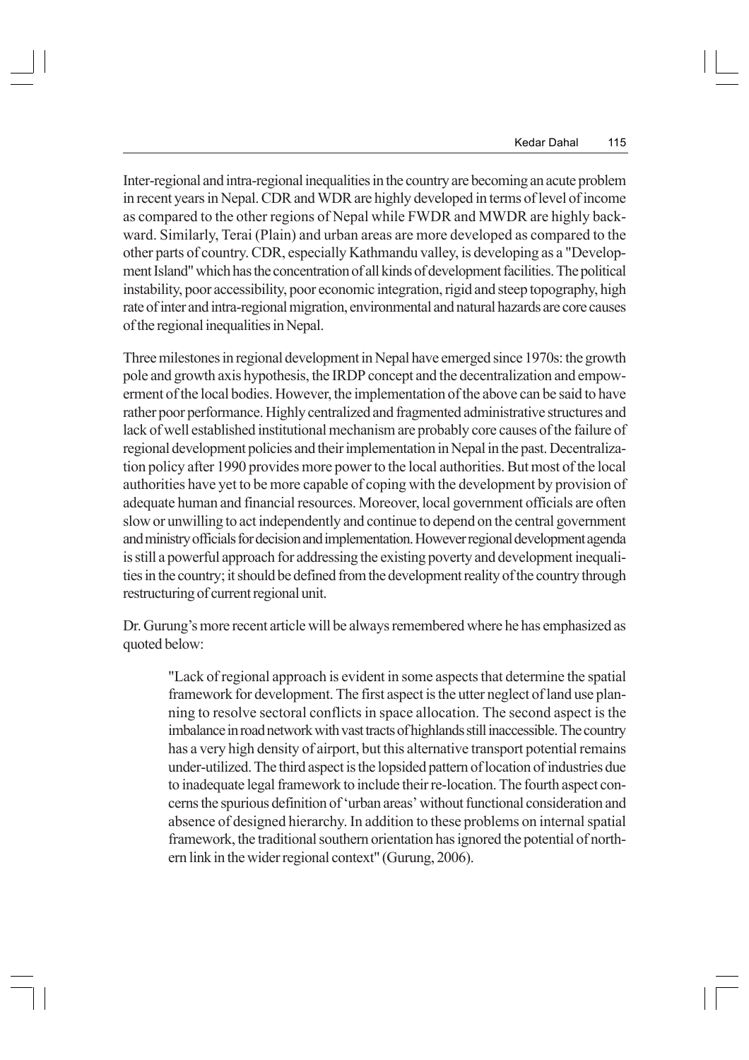Inter-regional and intra-regional inequalities in the country are becoming an acute problem in recent years in Nepal. CDR and WDR are highly developed in terms of level of income as compared to the other regions of Nepal while FWDR and MWDR are highly backward. Similarly, Terai (Plain) and urban areas are more developed as compared to the other parts of country. CDR, especially Kathmandu valley, is developing as a "Development Island" which has the concentration of all kinds of development facilities. The political instability, poor accessibility, poor economic integration, rigid and steep topography, high rate of inter and intra-regional migration, environmental and natural hazards are core causes of the regional inequalities in Nepal.

Three milestones in regional development in Nepal have emerged since 1970s: the growth pole and growth axis hypothesis, the IRDP concept and the decentralization and empowerment of the local bodies. However, the implementation of the above can be said to have rather poor performance. Highly centralized and fragmented administrative structures and lack of well established institutional mechanism are probably core causes of the failure of regional development policies and their implementation in Nepal in the past. Decentralization policy after 1990 provides more power to the local authorities. But most of the local authorities have yet to be more capable of coping with the development by provision of adequate human and financial resources. Moreover, local government officials are often slow or unwilling to act independently and continue to depend on the central government and ministry officials for decision and implementation. However regional development agenda is still a powerful approach for addressing the existing poverty and development inequalities in the country; it should be defined from the development reality of the country through restructuring of current regional unit.

Dr. Gurung's more recent article will be always remembered where he has emphasized as quoted below:

> "Lack of regional approach is evident in some aspects that determine the spatial framework for development. The first aspect is the utter neglect of land use planning to resolve sectoral conflicts in space allocation. The second aspect is the imbalance in road network with vast tracts of highlands still inaccessible. The country has a very high density of airport, but this alternative transport potential remains under-utilized. The third aspect is the lopsided pattern of location of industries due to inadequate legal framework to include their re-location. The fourth aspect concerns the spurious definition of 'urban areas' without functional consideration and absence of designed hierarchy. In addition to these problems on internal spatial framework, the traditional southern orientation has ignored the potential of northern link in the wider regional context" (Gurung, 2006).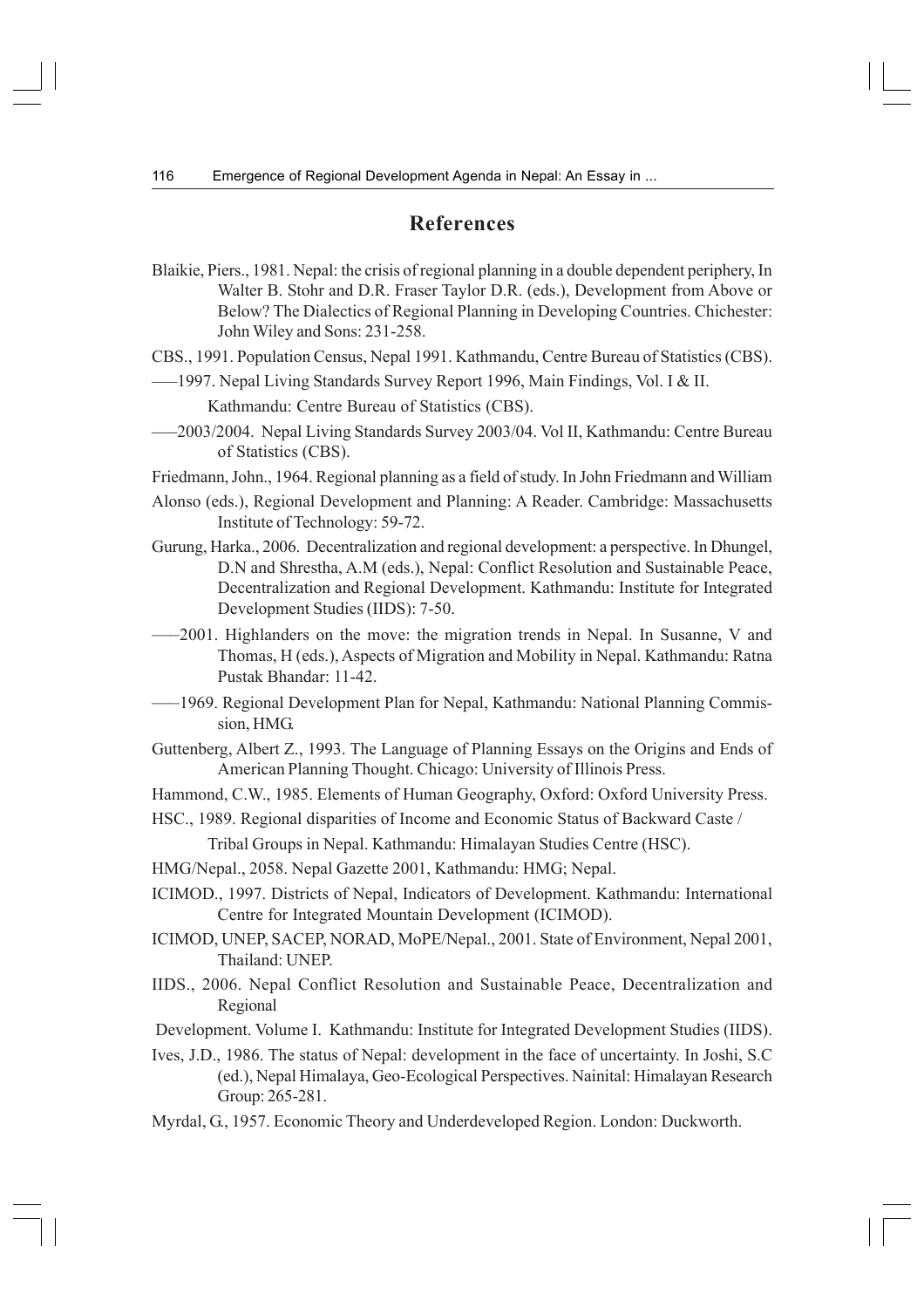## References

Blaikie, Piers., 1981. Nepal: the crisis of regional planning in a double dependent periphery, In Walter B. Stohr and D.R. Fraser Taylor D.R. (eds.), Development from Above or Below? The Dialectics of Regional Planning in Developing Countries. Chichester: John Wiley and Sons: 231-258.

CBS., 1991. Population Census, Nepal 1991. Kathmandu, Centre Bureau of Statistics (CBS).

——1997. Nepal Living Standards Survey Report 1996, Main Findings, Vol. I & II. Kathmandu: Centre Bureau of Statistics (CBS).

——2003/2004. Nepal Living Standards Survey 2003/04. Vol II, Kathmandu: Centre Bureau of Statistics (CBS).

Friedmann, John., 1964. Regional planning as a field of study. In John Friedmann and William Alonso (eds.), Regional Development and Planning: A Reader. Cambridge: Massachusetts Institute of Technology: 59-72.

Gurung, Harka., 2006. Decentralization and regional development: a perspective. In Dhungel, D.N and Shrestha, A.M (eds.), Nepal: Conflict Resolution and Sustainable Peace, Decentralization and Regional Development. Kathmandu: Institute for Integrated Development Studies (IIDS): 7-50.

——2001. Highlanders on the move: the migration trends in Nepal. In Susanne, V and Thomas, H (eds.), Aspects of Migration and Mobility in Nepal. Kathmandu: Ratna Pustak Bhandar: 11-42.

——1969. Regional Development Plan for Nepal, Kathmandu: National Planning Commission, HMG.

Guttenberg, Albert Z., 1993. The Language of Planning Essays on the Origins and Ends of American Planning Thought. Chicago: University of Illinois Press.

Hammond, C.W., 1985. Elements of Human Geography, Oxford: Oxford University Press.

HSC., 1989. Regional disparities of Income and Economic Status of Backward Caste / Tribal Groups in Nepal. Kathmandu: Himalayan Studies Centre (HSC).

HMG/Nepal., 2058. Nepal Gazette 2001, Kathmandu: HMG; Nepal.

ICIMOD., 1997. Districts of Nepal, Indicators of Development. Kathmandu: International Centre for Integrated Mountain Development (ICIMOD).

ICIMOD, UNEP, SACEP, NORAD, MoPE/Nepal., 2001. State of Environment, Nepal 2001, Thailand: UNEP.

IIDS., 2006. Nepal Conflict Resolution and Sustainable Peace, Decentralization and Regional Development. Volume I. Kathmandu: Institute for Integrated Development Studies (IIDS).

Ives, J.D., 1986. The status of Nepal: development in the face of uncertainty. In Joshi, S.C (ed.), Nepal Himalaya, Geo-Ecological Perspectives. Nainital: Himalayan Research Group: 265-281.

Myrdal, G., 1957. Economic Theory and Underdeveloped Region. London: Duckworth.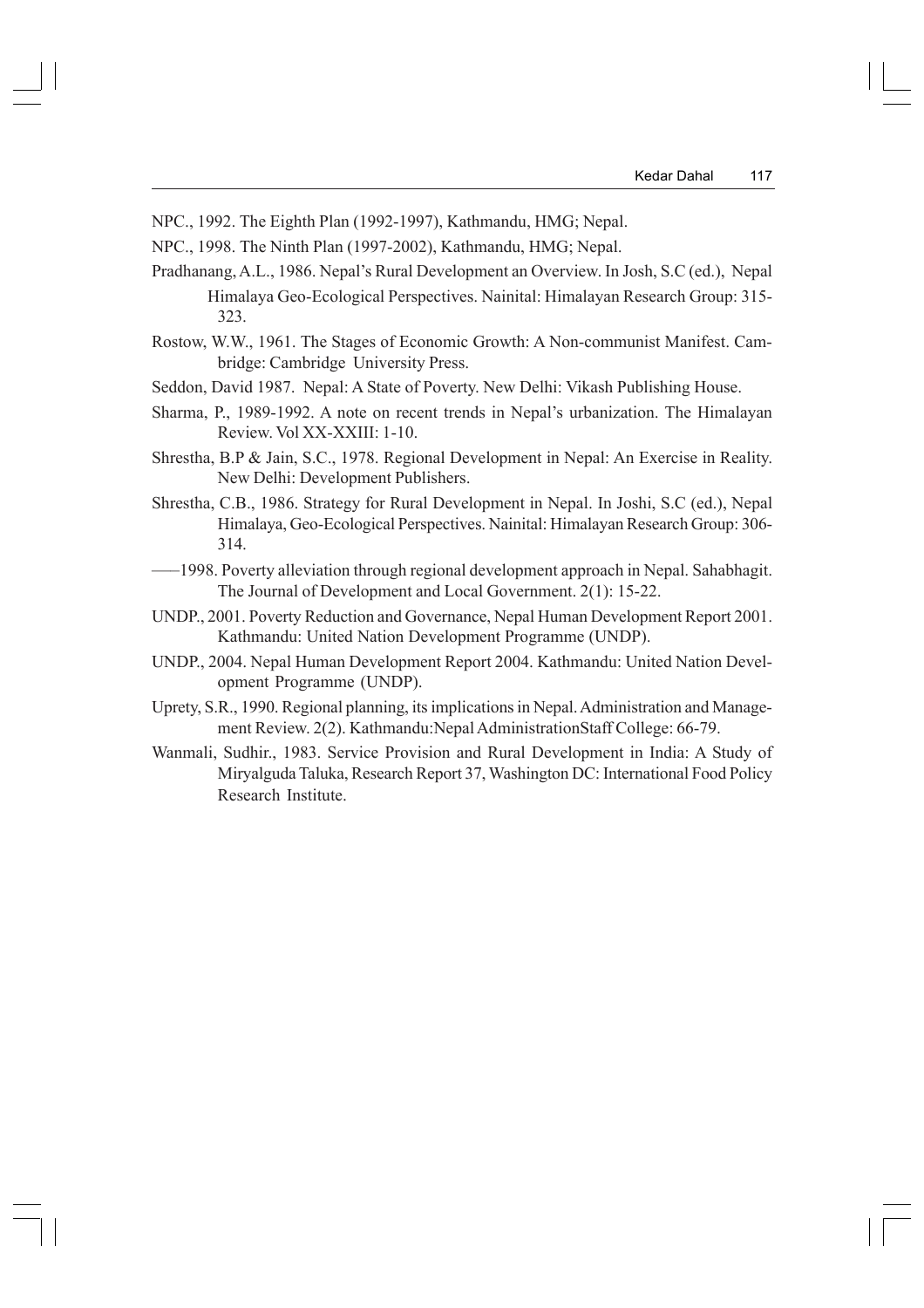NPC., 1992. The Eighth Plan (1992-1997), Kathmandu, HMG; Nepal.

NPC., 1998. The Ninth Plan (1997-2002), Kathmandu, HMG; Nepal.

Pradhanang, A.L., 1986. Nepal's Rural Development an Overview. In Josh, S.C (ed.), Nepal Himalaya Geo-Ecological Perspectives. Nainital: Himalayan Research Group: 315-323.

Rostow, W.W., 1961. The Stages of Economic Growth: A Non-communist Manifest. Cambridge: Cambridge University Press.

Seddon, David 1987. Nepal: A State of Poverty. New Delhi: Vikash Publishing House.

Sharma, P., 1989-1992. A note on recent trends in Nepal's urbanization. The Himalayan Review. Vol XX-XXIII: 1-10.

Shrestha, B.P & Jain, S.C., 1978. Regional Development in Nepal: An Exercise in Reality. New Delhi: Development Publishers.

Shrestha, C.B., 1986. Strategy for Rural Development in Nepal. In Joshi, S.C (ed.), Nepal Himalaya, Geo-Ecological Perspectives. Nainital: Himalayan Research Group: 306-314.

——1998. Poverty alleviation through regional development approach in Nepal. Sahabhagit. The Journal of Development and Local Government. 2(1): 15-22.

UNDP., 2001. Poverty Reduction and Governance, Nepal Human Development Report 2001. Kathmandu: United Nation Development Programme (UNDP).

UNDP., 2004. Nepal Human Development Report 2004. Kathmandu: United Nation Development Programme (UNDP).

Uprety, S.R., 1990. Regional planning, its implications in Nepal. Administration and Management Review. 2(2). Kathmandu:Nepal AdministrationStaff College: 66-79.

Wanmali, Sudhir., 1983. Service Provision and Rural Development in India: A Study of Miryalguda Taluka, Research Report 37, Washington DC: International Food Policy Research Institute.